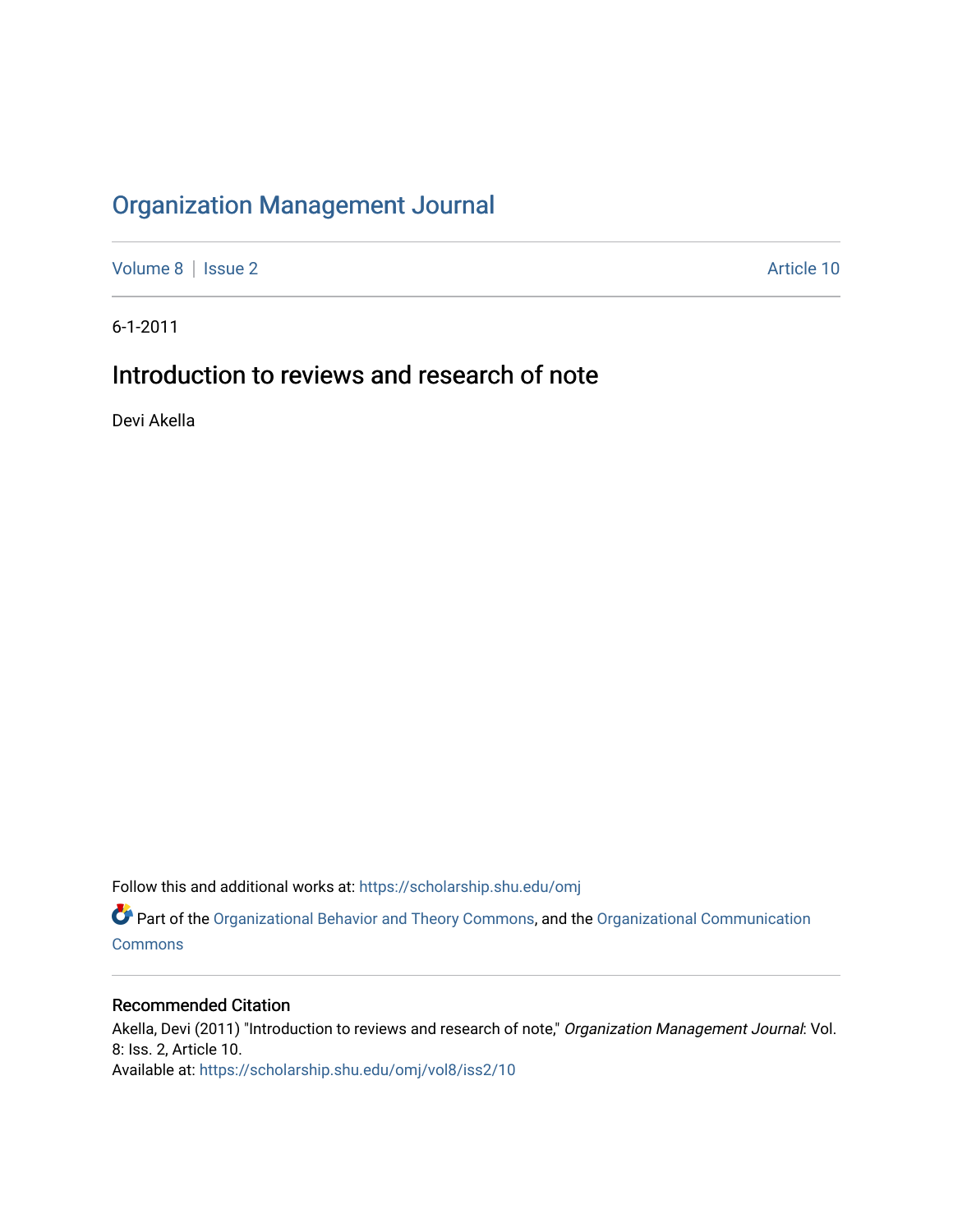# Organization Management Journal

Volume 8 | Issue 2 | Article 10

6-1-2011

## Introduction to reviews and research of note

Devi Akella

Follow this and additional works at: https://scholarship.shu.edu/omj

Part of the Organizational Behavior and Theory Commons, and the Organizational Communication Commons

### Recommended Citation

Akella, Devi (2011) "Introduction to reviews and research of note," *Organization Management Journal*: Vol. 8: Iss. 2, Article 10.
Available at: https://scholarship.shu.edu/omj/vol8/iss2/10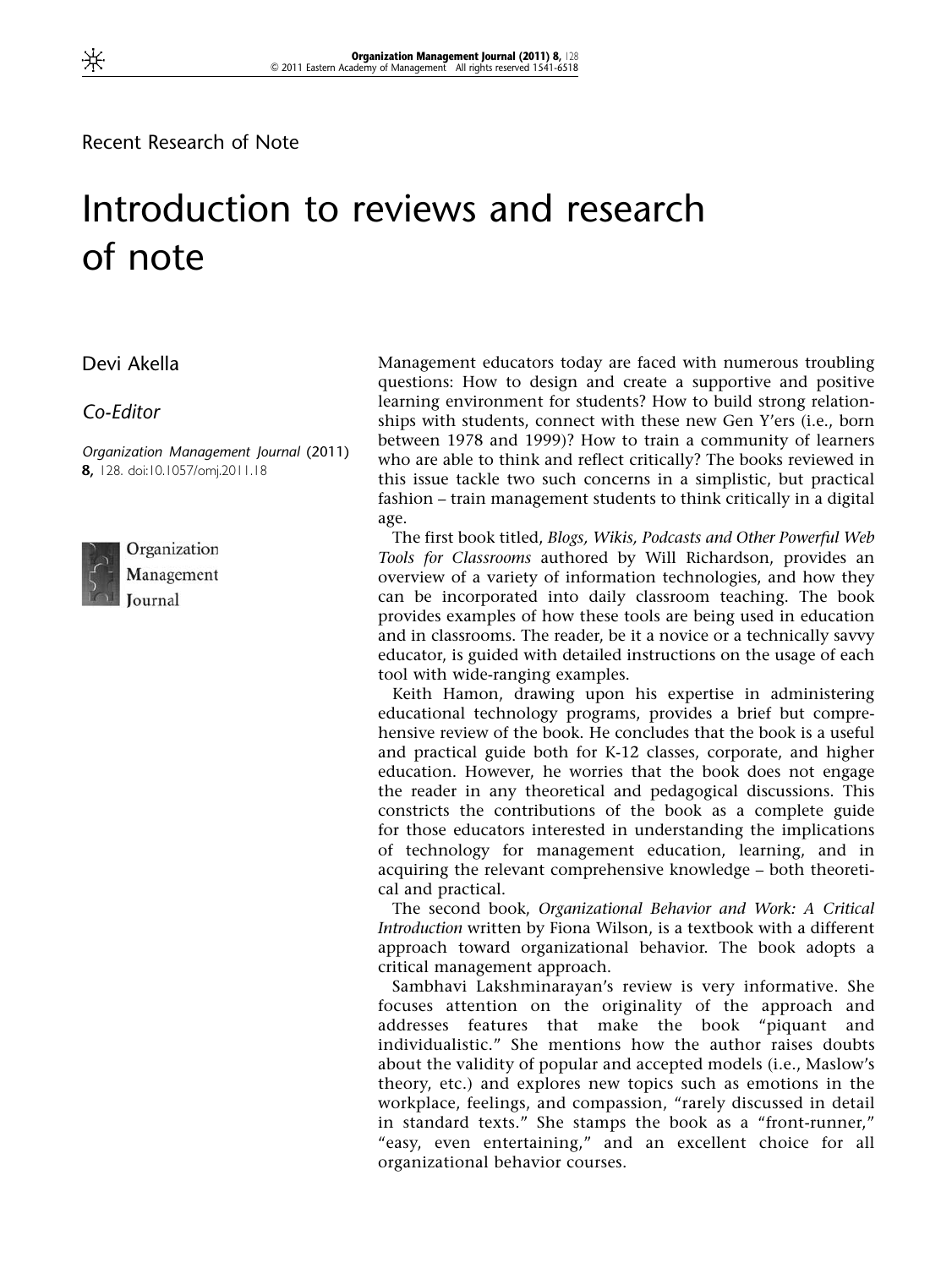Recent Research of Note

# Introduction to reviews and research of note

Devi Akella

*Co-Editor*

*Organization Management Journal* (2011) **8,** 128. doi:10.1057/omj.2011.18

Management educators today are faced with numerous troubling questions: How to design and create a supportive and positive learning environment for students? How to build strong relationships with students, connect with these new Gen Y'ers (i.e., born between 1978 and 1999)? How to train a community of learners who are able to think and reflect critically? The books reviewed in this issue tackle two such concerns in a simplistic, but practical fashion – train management students to think critically in a digital age.

The first book titled, *Blogs, Wikis, Podcasts and Other Powerful Web Tools for Classrooms* authored by Will Richardson, provides an overview of a variety of information technologies, and how they can be incorporated into daily classroom teaching. The book provides examples of how these tools are being used in education and in classrooms. The reader, be it a novice or a technically savvy educator, is guided with detailed instructions on the usage of each tool with wide-ranging examples.

Keith Hamon, drawing upon his expertise in administering educational technology programs, provides a brief but comprehensive review of the book. He concludes that the book is a useful and practical guide both for K-12 classes, corporate, and higher education. However, he worries that the book does not engage the reader in any theoretical and pedagogical discussions. This constricts the contributions of the book as a complete guide for those educators interested in understanding the implications of technology for management education, learning, and in acquiring the relevant comprehensive knowledge – both theoretical and practical.

The second book, *Organizational Behavior and Work: A Critical Introduction* written by Fiona Wilson, is a textbook with a different approach toward organizational behavior. The book adopts a critical management approach.

Sambhavi Lakshminarayan's review is very informative. She focuses attention on the originality of the approach and addresses features that make the book "piquant and individualistic." She mentions how the author raises doubts about the validity of popular and accepted models (i.e., Maslow's theory, etc.) and explores new topics such as emotions in the workplace, feelings, and compassion, "rarely discussed in detail in standard texts." She stamps the book as a "front-runner," "easy, even entertaining," and an excellent choice for all organizational behavior courses.